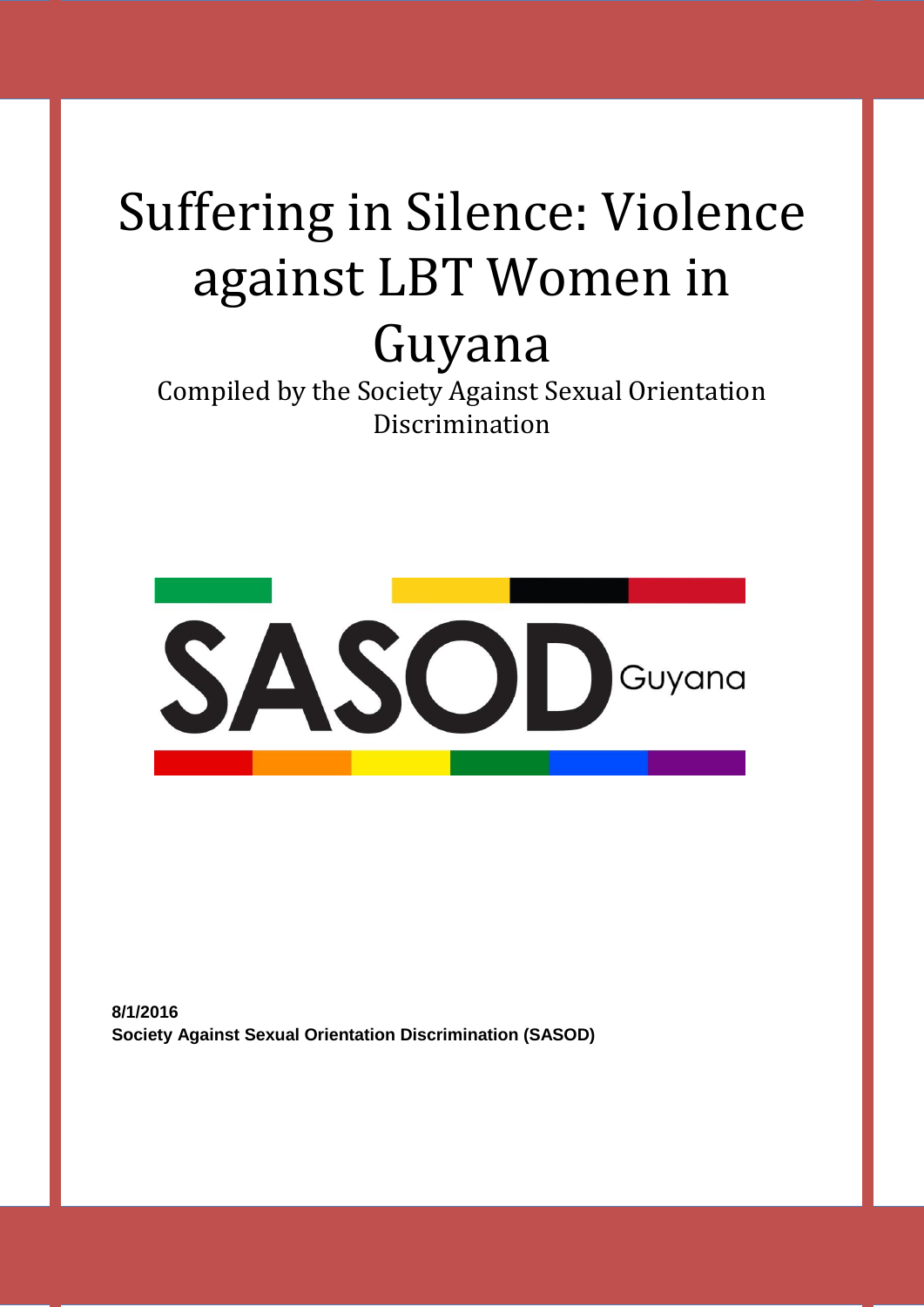# Suffering in Silence: Violence against LBT Women in Guyana

Compiled by the Society Against Sexual Orientation Discrimination

SASOD Guyana

**8/1/2016**
**Society Against Sexual Orientation Discrimination (SASOD)**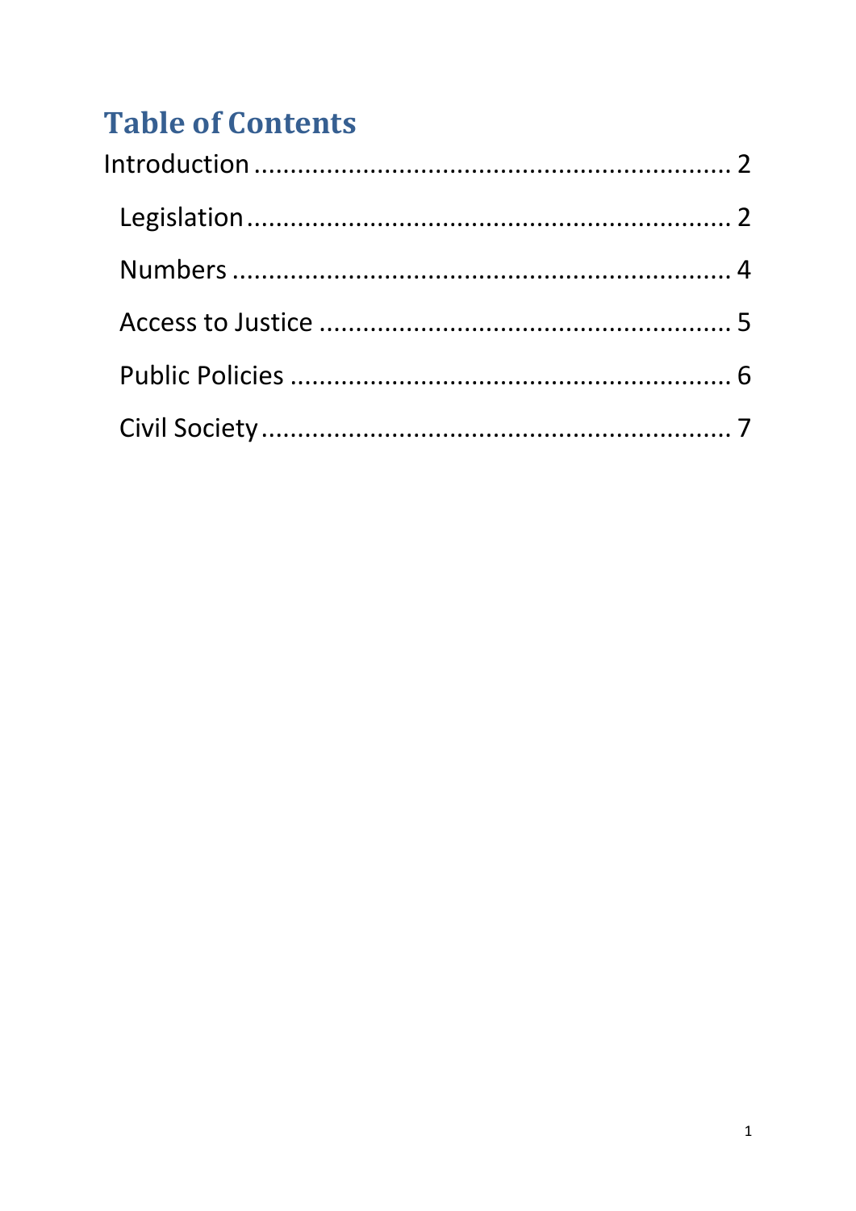# Table of Contents

Introduction ................................................................ 2

- Legislation ................................................................ 2
- Numbers ................................................................ 4
- Access to Justice ................................................................ 5
- Public Policies ................................................................ 6
- Civil Society ................................................................ 7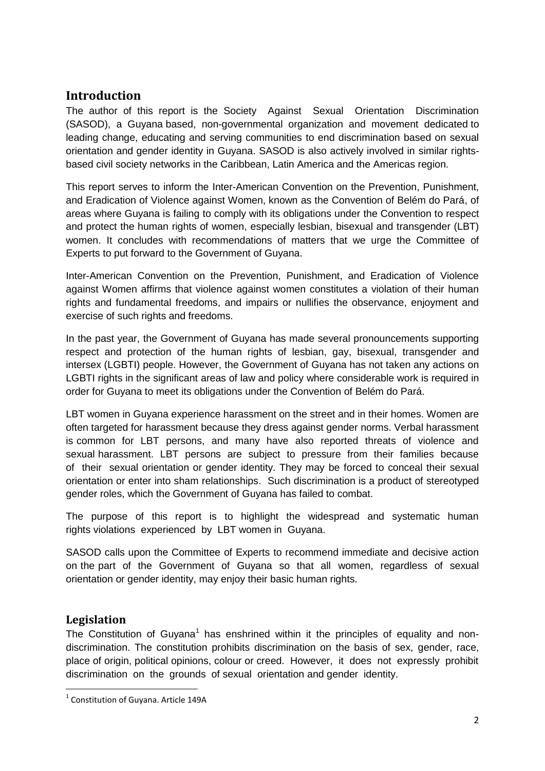## Introduction

The author of this report is the Society Against Sexual Orientation Discrimination (SASOD), a Guyana based, non-governmental organization and movement dedicated to leading change, educating and serving communities to end discrimination based on sexual orientation and gender identity in Guyana. SASOD is also actively involved in similar rights-based civil society networks in the Caribbean, Latin America and the Americas region.

This report serves to inform the Inter-American Convention on the Prevention, Punishment, and Eradication of Violence against Women, known as the Convention of Belém do Pará, of areas where Guyana is failing to comply with its obligations under the Convention to respect and protect the human rights of women, especially lesbian, bisexual and transgender (LBT) women. It concludes with recommendations of matters that we urge the Committee of Experts to put forward to the Government of Guyana.

Inter-American Convention on the Prevention, Punishment, and Eradication of Violence against Women affirms that violence against women constitutes a violation of their human rights and fundamental freedoms, and impairs or nullifies the observance, enjoyment and exercise of such rights and freedoms.

In the past year, the Government of Guyana has made several pronouncements supporting respect and protection of the human rights of lesbian, gay, bisexual, transgender and intersex (LGBTI) people. However, the Government of Guyana has not taken any actions on LGBTI rights in the significant areas of law and policy where considerable work is required in order for Guyana to meet its obligations under the Convention of Belém do Pará.

LBT women in Guyana experience harassment on the street and in their homes. Women are often targeted for harassment because they dress against gender norms. Verbal harassment is common for LBT persons, and many have also reported threats of violence and sexual harassment. LBT persons are subject to pressure from their families because of their sexual orientation or gender identity. They may be forced to conceal their sexual orientation or enter into sham relationships. Such discrimination is a product of stereotyped gender roles, which the Government of Guyana has failed to combat.

The purpose of this report is to highlight the widespread and systematic human rights violations experienced by LBT women in Guyana.

SASOD calls upon the Committee of Experts to recommend immediate and decisive action on the part of the Government of Guyana so that all women, regardless of sexual orientation or gender identity, may enjoy their basic human rights.

## Legislation

The Constitution of Guyana[1] has enshrined within it the principles of equality and non-discrimination. The constitution prohibits discrimination on the basis of sex, gender, race, place of origin, political opinions, colour or creed. However, it does not expressly prohibit discrimination on the grounds of sexual orientation and gender identity.

[1] Constitution of Guyana. Article 149A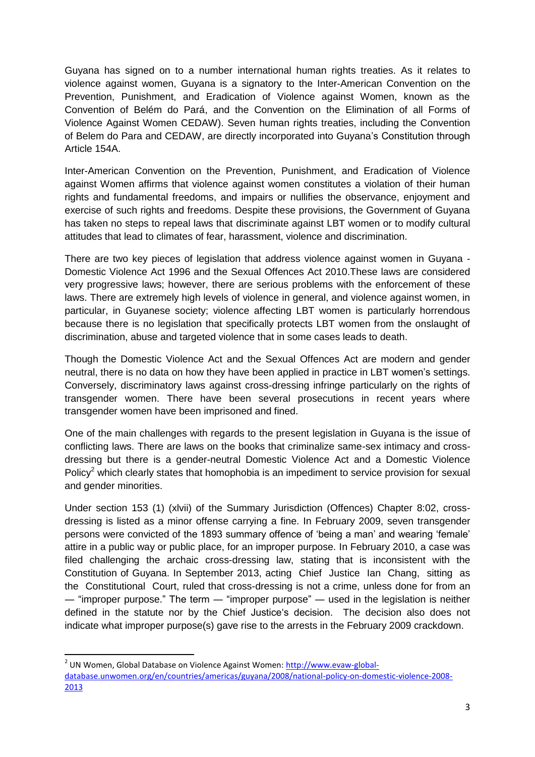Guyana has signed on to a number international human rights treaties. As it relates to violence against women, Guyana is a signatory to the Inter-American Convention on the Prevention, Punishment, and Eradication of Violence against Women, known as the Convention of Belém do Pará, and the Convention on the Elimination of all Forms of Violence Against Women CEDAW). Seven human rights treaties, including the Convention of Belem do Para and CEDAW, are directly incorporated into Guyana's Constitution through Article 154A.

Inter-American Convention on the Prevention, Punishment, and Eradication of Violence against Women affirms that violence against women constitutes a violation of their human rights and fundamental freedoms, and impairs or nullifies the observance, enjoyment and exercise of such rights and freedoms. Despite these provisions, the Government of Guyana has taken no steps to repeal laws that discriminate against LBT women or to modify cultural attitudes that lead to climates of fear, harassment, violence and discrimination.

There are two key pieces of legislation that address violence against women in Guyana - Domestic Violence Act 1996 and the Sexual Offences Act 2010.These laws are considered very progressive laws; however, there are serious problems with the enforcement of these laws. There are extremely high levels of violence in general, and violence against women, in particular, in Guyanese society; violence affecting LBT women is particularly horrendous because there is no legislation that specifically protects LBT women from the onslaught of discrimination, abuse and targeted violence that in some cases leads to death.

Though the Domestic Violence Act and the Sexual Offences Act are modern and gender neutral, there is no data on how they have been applied in practice in LBT women's settings. Conversely, discriminatory laws against cross-dressing infringe particularly on the rights of transgender women. There have been several prosecutions in recent years where transgender women have been imprisoned and fined.

One of the main challenges with regards to the present legislation in Guyana is the issue of conflicting laws. There are laws on the books that criminalize same-sex intimacy and cross-dressing but there is a gender-neutral Domestic Violence Act and a Domestic Violence Policy[2] which clearly states that homophobia is an impediment to service provision for sexual and gender minorities.

Under section 153 (1) (xlvii) of the Summary Jurisdiction (Offences) Chapter 8:02, cross-dressing is listed as a minor offense carrying a fine. In February 2009, seven transgender persons were convicted of the 1893 summary offence of 'being a man' and wearing 'female' attire in a public way or public place, for an improper purpose. In February 2010, a case was filed challenging the archaic cross-dressing law, stating that is inconsistent with the Constitution of Guyana. In September 2013, acting Chief Justice Ian Chang, sitting as the Constitutional Court, ruled that cross-dressing is not a crime, unless done for from an — "improper purpose." The term — "improper purpose" — used in the legislation is neither defined in the statute nor by the Chief Justice's decision. The decision also does not indicate what improper purpose(s) gave rise to the arrests in the February 2009 crackdown.

---

[2] UN Women, Global Database on Violence Against Women: http://www.evaw-global-database.unwomen.org/en/countries/americas/guyana/2008/national-policy-on-domestic-violence-2008-2013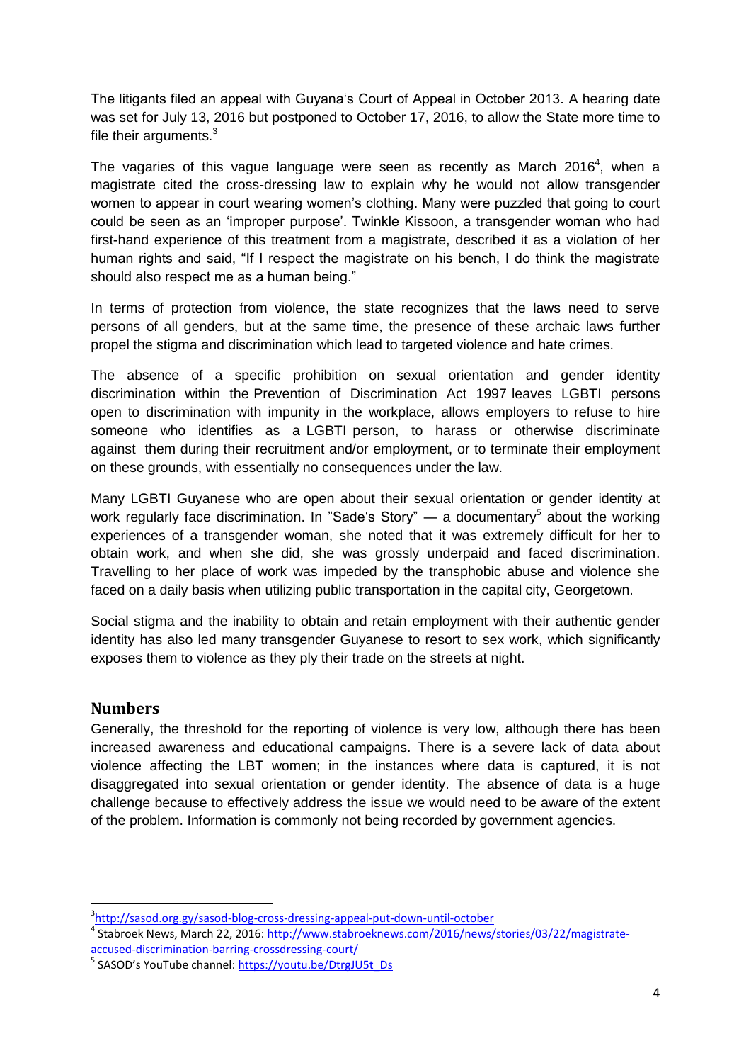The litigants filed an appeal with Guyana's Court of Appeal in October 2013. A hearing date was set for July 13, 2016 but postponed to October 17, 2016, to allow the State more time to file their arguments.[3]

The vagaries of this vague language were seen as recently as March 2016[4], when a magistrate cited the cross-dressing law to explain why he would not allow transgender women to appear in court wearing women's clothing. Many were puzzled that going to court could be seen as an 'improper purpose'. Twinkle Kissoon, a transgender woman who had first-hand experience of this treatment from a magistrate, described it as a violation of her human rights and said, "If I respect the magistrate on his bench, I do think the magistrate should also respect me as a human being."

In terms of protection from violence, the state recognizes that the laws need to serve persons of all genders, but at the same time, the presence of these archaic laws further propel the stigma and discrimination which lead to targeted violence and hate crimes.

The absence of a specific prohibition on sexual orientation and gender identity discrimination within the Prevention of Discrimination Act 1997 leaves LGBTI persons open to discrimination with impunity in the workplace, allows employers to refuse to hire someone who identifies as a LGBTI person, to harass or otherwise discriminate against them during their recruitment and/or employment, or to terminate their employment on these grounds, with essentially no consequences under the law.

Many LGBTI Guyanese who are open about their sexual orientation or gender identity at work regularly face discrimination. In "Sade's Story" — a documentary[5] about the working experiences of a transgender woman, she noted that it was extremely difficult for her to obtain work, and when she did, she was grossly underpaid and faced discrimination. Travelling to her place of work was impeded by the transphobic abuse and violence she faced on a daily basis when utilizing public transportation in the capital city, Georgetown.

Social stigma and the inability to obtain and retain employment with their authentic gender identity has also led many transgender Guyanese to resort to sex work, which significantly exposes them to violence as they ply their trade on the streets at night.

## Numbers

Generally, the threshold for the reporting of violence is very low, although there has been increased awareness and educational campaigns. There is a severe lack of data about violence affecting the LBT women; in the instances where data is captured, it is not disaggregated into sexual orientation or gender identity. The absence of data is a huge challenge because to effectively address the issue we would need to be aware of the extent of the problem. Information is commonly not being recorded by government agencies.

---

[3] http://sasod.org.gy/sasod-blog-cross-dressing-appeal-put-down-until-october

[4] Stabroek News, March 22, 2016: http://www.stabroeknews.com/2016/news/stories/03/22/magistrate-accused-discrimination-barring-crossdressing-court/

[5] SASOD's YouTube channel: https://youtu.be/DtrgJU5t_Ds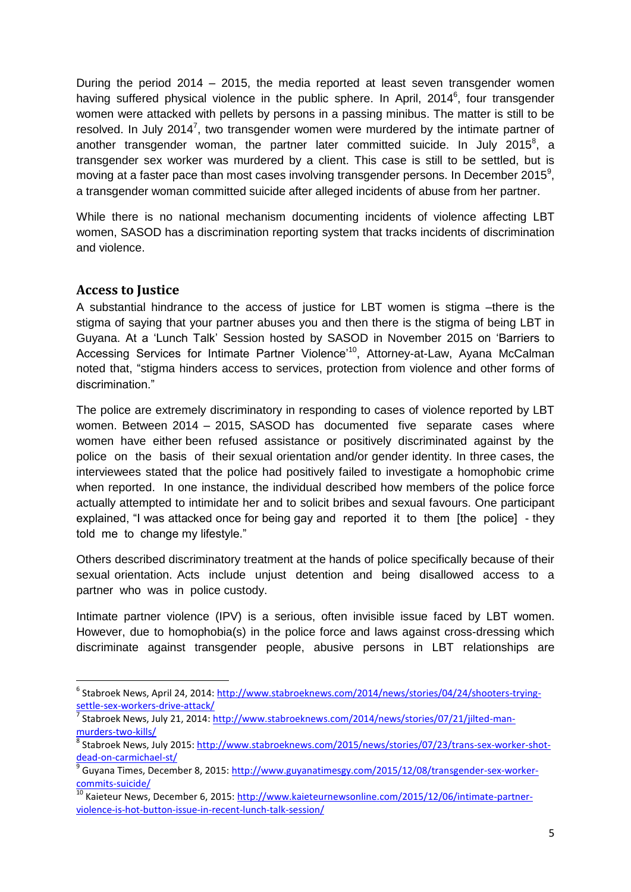During the period 2014 – 2015, the media reported at least seven transgender women having suffered physical violence in the public sphere. In April, 2014[6], four transgender women were attacked with pellets by persons in a passing minibus. The matter is still to be resolved. In July 2014[7], two transgender women were murdered by the intimate partner of another transgender woman, the partner later committed suicide. In July 2015[8], a transgender sex worker was murdered by a client. This case is still to be settled, but is moving at a faster pace than most cases involving transgender persons. In December 2015[9], a transgender woman committed suicide after alleged incidents of abuse from her partner.

While there is no national mechanism documenting incidents of violence affecting LBT women, SASOD has a discrimination reporting system that tracks incidents of discrimination and violence.

## Access to Justice

A substantial hindrance to the access of justice for LBT women is stigma –there is the stigma of saying that your partner abuses you and then there is the stigma of being LBT in Guyana. At a 'Lunch Talk' Session hosted by SASOD in November 2015 on 'Barriers to Accessing Services for Intimate Partner Violence'[10], Attorney-at-Law, Ayana McCalman noted that, "stigma hinders access to services, protection from violence and other forms of discrimination."

The police are extremely discriminatory in responding to cases of violence reported by LBT women. Between 2014 – 2015, SASOD has documented five separate cases where women have either been refused assistance or positively discriminated against by the police on the basis of their sexual orientation and/or gender identity. In three cases, the interviewees stated that the police had positively failed to investigate a homophobic crime when reported. In one instance, the individual described how members of the police force actually attempted to intimidate her and to solicit bribes and sexual favours. One participant explained, "I was attacked once for being gay and reported it to them [the police] - they told me to change my lifestyle."

Others described discriminatory treatment at the hands of police specifically because of their sexual orientation. Acts include unjust detention and being disallowed access to a partner who was in police custody.

Intimate partner violence (IPV) is a serious, often invisible issue faced by LBT women. However, due to homophobia(s) in the police force and laws against cross-dressing which discriminate against transgender people, abusive persons in LBT relationships are

---

[6] Stabroek News, April 24, 2014: http://www.stabroeknews.com/2014/news/stories/04/24/shooters-trying-settle-sex-workers-drive-attack/

[7] Stabroek News, July 21, 2014: http://www.stabroeknews.com/2014/news/stories/07/21/jilted-man-murders-two-kills/

[8] Stabroek News, July 2015: http://www.stabroeknews.com/2015/news/stories/07/23/trans-sex-worker-shot-dead-on-carmichael-st/

[9] Guyana Times, December 8, 2015: http://www.guyanatimesgy.com/2015/12/08/transgender-sex-worker-commits-suicide/

[10] Kaieteur News, December 6, 2015: http://www.kaieteurnewsonline.com/2015/12/06/intimate-partner-violence-is-hot-button-issue-in-recent-lunch-talk-session/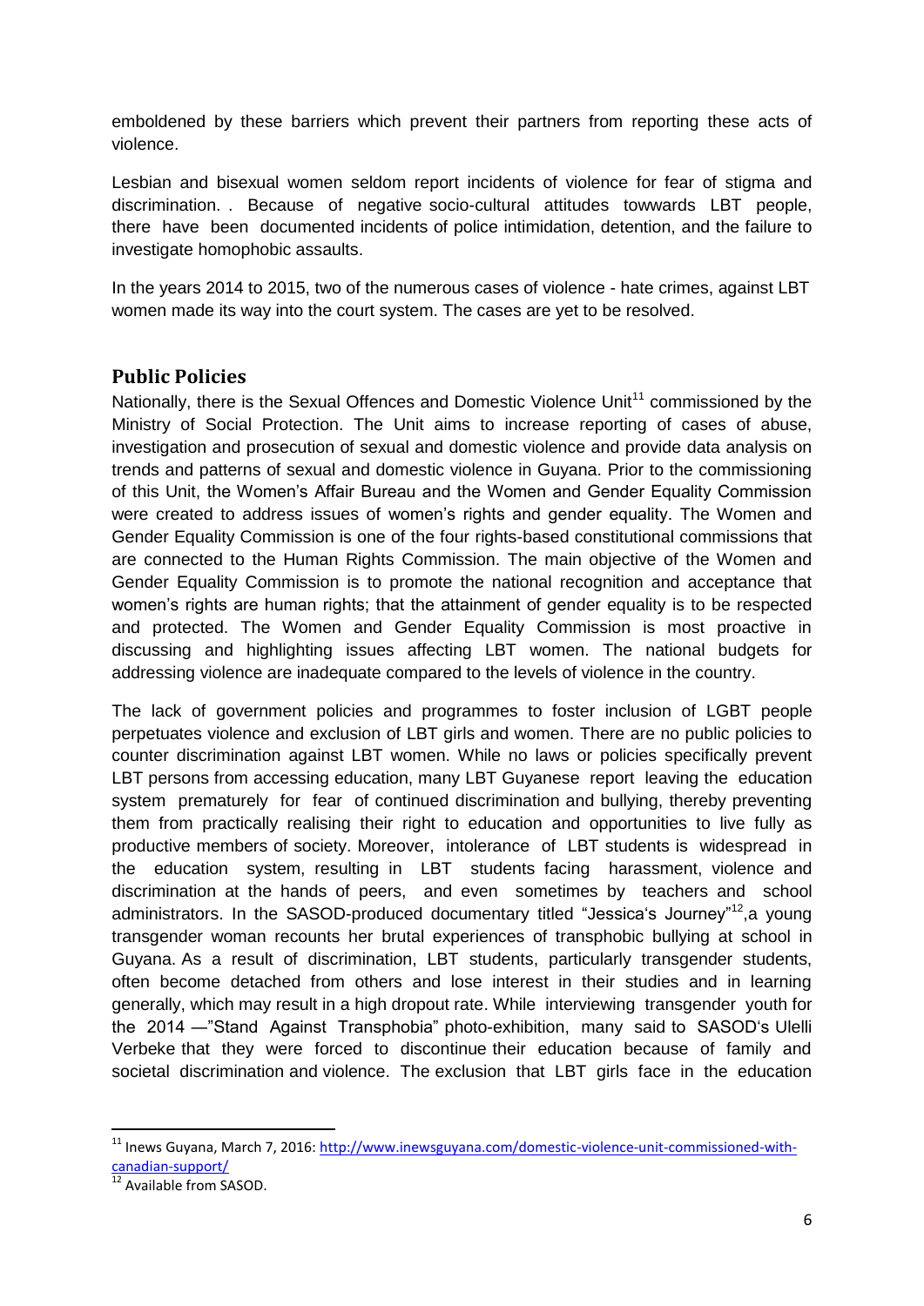emboldened by these barriers which prevent their partners from reporting these acts of violence.

Lesbian and bisexual women seldom report incidents of violence for fear of stigma and discrimination. . Because of negative socio-cultural attitudes towwards LBT people, there have been documented incidents of police intimidation, detention, and the failure to investigate homophobic assaults.

In the years 2014 to 2015, two of the numerous cases of violence - hate crimes, against LBT women made its way into the court system. The cases are yet to be resolved.

## Public Policies

Nationally, there is the Sexual Offences and Domestic Violence Unit[11] commissioned by the Ministry of Social Protection. The Unit aims to increase reporting of cases of abuse, investigation and prosecution of sexual and domestic violence and provide data analysis on trends and patterns of sexual and domestic violence in Guyana. Prior to the commissioning of this Unit, the Women's Affair Bureau and the Women and Gender Equality Commission were created to address issues of women's rights and gender equality. The Women and Gender Equality Commission is one of the four rights-based constitutional commissions that are connected to the Human Rights Commission. The main objective of the Women and Gender Equality Commission is to promote the national recognition and acceptance that women's rights are human rights; that the attainment of gender equality is to be respected and protected. The Women and Gender Equality Commission is most proactive in discussing and highlighting issues affecting LBT women. The national budgets for addressing violence are inadequate compared to the levels of violence in the country.

The lack of government policies and programmes to foster inclusion of LGBT people perpetuates violence and exclusion of LBT girls and women. There are no public policies to counter discrimination against LBT women. While no laws or policies specifically prevent LBT persons from accessing education, many LBT Guyanese report leaving the education system prematurely for fear of continued discrimination and bullying, thereby preventing them from practically realising their right to education and opportunities to live fully as productive members of society. Moreover, intolerance of LBT students is widespread in the education system, resulting in LBT students facing harassment, violence and discrimination at the hands of peers, and even sometimes by teachers and school administrators. In the SASOD-produced documentary titled "Jessica's Journey"[12],a young transgender woman recounts her brutal experiences of transphobic bullying at school in Guyana. As a result of discrimination, LBT students, particularly transgender students, often become detached from others and lose interest in their studies and in learning generally, which may result in a high dropout rate. While interviewing transgender youth for the 2014 —"Stand Against Transphobia" photo-exhibition, many said to SASOD's Ulelli Verbeke that they were forced to discontinue their education because of family and societal discrimination and violence. The exclusion that LBT girls face in the education

---

[11] Inews Guyana, March 7, 2016: http://www.inewsguyana.com/domestic-violence-unit-commissioned-with-canadian-support/

[12] Available from SASOD.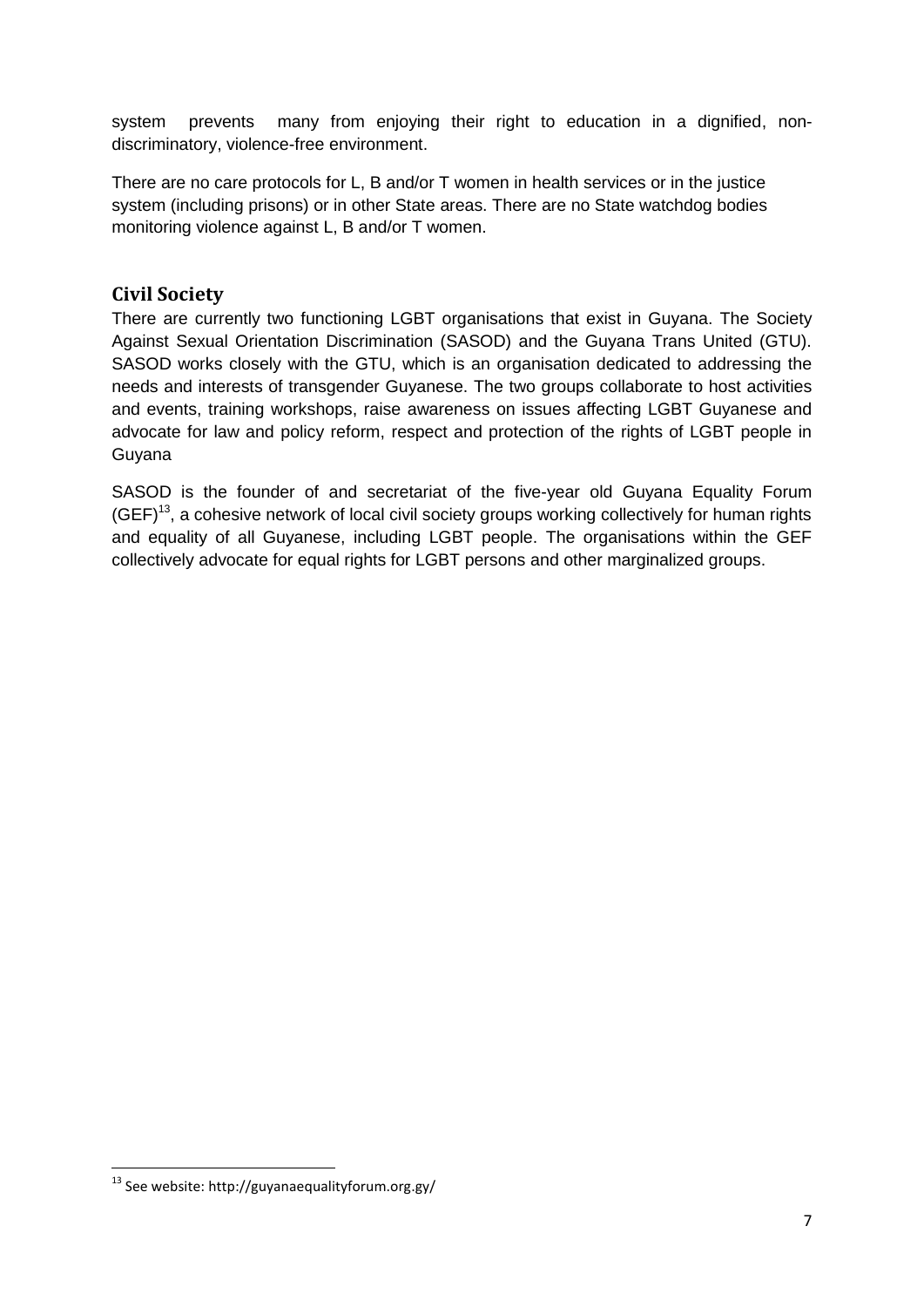system prevents many from enjoying their right to education in a dignified, non-discriminatory, violence-free environment.

There are no care protocols for L, B and/or T women in health services or in the justice system (including prisons) or in other State areas. There are no State watchdog bodies monitoring violence against L, B and/or T women.

## Civil Society

There are currently two functioning LGBT organisations that exist in Guyana. The Society Against Sexual Orientation Discrimination (SASOD) and the Guyana Trans United (GTU). SASOD works closely with the GTU, which is an organisation dedicated to addressing the needs and interests of transgender Guyanese. The two groups collaborate to host activities and events, training workshops, raise awareness on issues affecting LGBT Guyanese and advocate for law and policy reform, respect and protection of the rights of LGBT people in Guyana

SASOD is the founder of and secretariat of the five-year old Guyana Equality Forum (GEF)[13], a cohesive network of local civil society groups working collectively for human rights and equality of all Guyanese, including LGBT people. The organisations within the GEF collectively advocate for equal rights for LGBT persons and other marginalized groups.

[13] See website: http://guyanaequalityforum.org.gy/